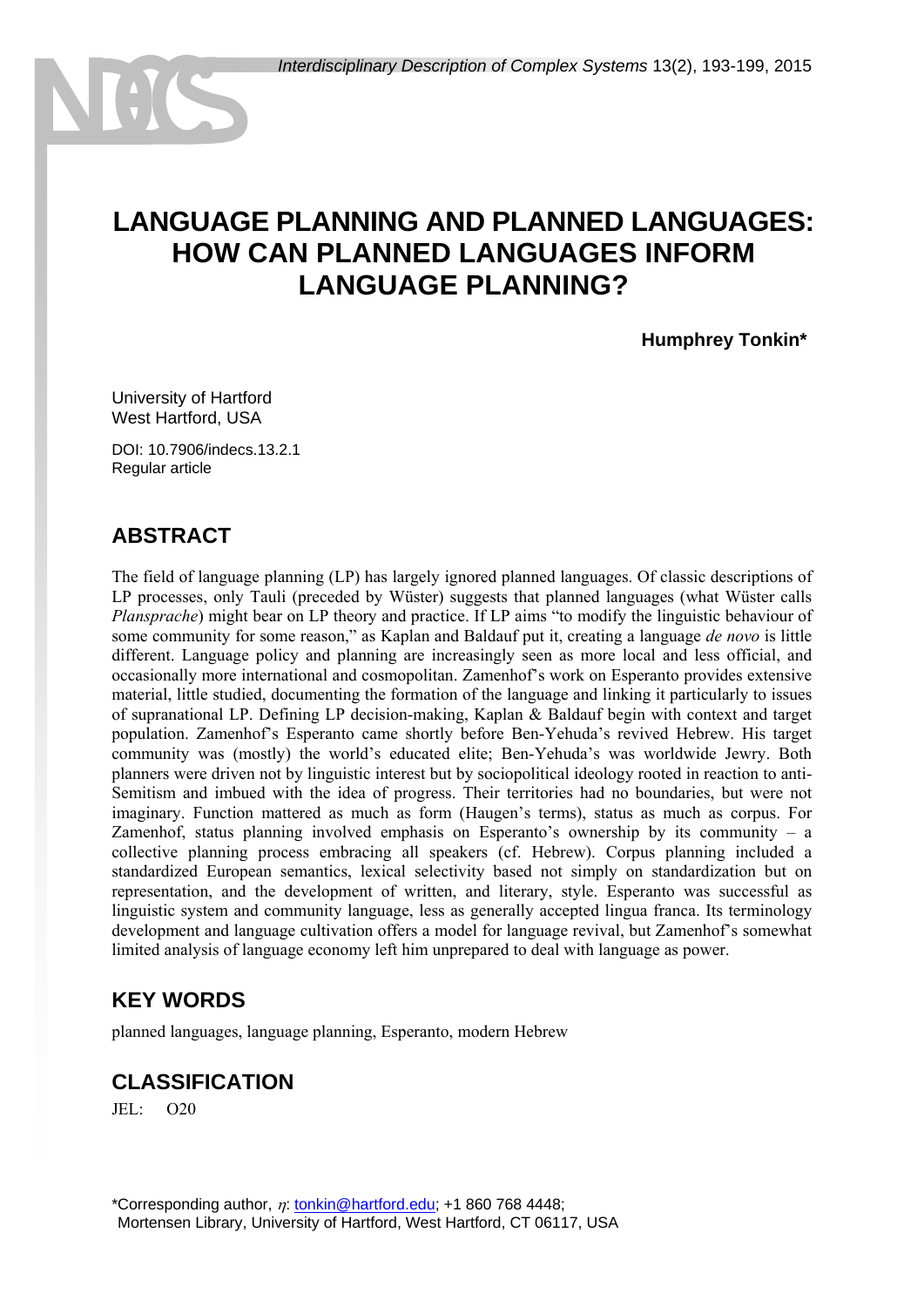# LANGUAGE PLANNING AND PLANNED LANGUAGES: HOW CAN PLANNED LANGUAGES INFORM LANGUAGE PLANNING?

**Humphrey Tonkin***

University of Hartford
West Hartford, USA

DOI: 10.7906/indecs.13.2.1
Regular article

## ABSTRACT

The field of language planning (LP) has largely ignored planned languages. Of classic descriptions of LP processes, only Tauli (preceded by Wüster) suggests that planned languages (what Wüster calls *Plansprache*) might bear on LP theory and practice. If LP aims "to modify the linguistic behaviour of some community for some reason," as Kaplan and Baldauf put it, creating a language *de novo* is little different. Language policy and planning are increasingly seen as more local and less official, and occasionally more international and cosmopolitan. Zamenhof's work on Esperanto provides extensive material, little studied, documenting the formation of the language and linking it particularly to issues of supranational LP. Defining LP decision-making, Kaplan & Baldauf begin with context and target population. Zamenhof's Esperanto came shortly before Ben-Yehuda's revived Hebrew. His target community was (mostly) the world's educated elite; Ben-Yehuda's was worldwide Jewry. Both planners were driven not by linguistic interest but by sociopolitical ideology rooted in reaction to anti-Semitism and imbued with the idea of progress. Their territories had no boundaries, but were not imaginary. Function mattered as much as form (Haugen's terms), status as much as corpus. For Zamenhof, status planning involved emphasis on Esperanto's ownership by its community – a collective planning process embracing all speakers (cf. Hebrew). Corpus planning included a standardized European semantics, lexical selectivity based not simply on standardization but on representation, and the development of written, and literary, style. Esperanto was successful as linguistic system and community language, less as generally accepted lingua franca. Its terminology development and language cultivation offers a model for language revival, but Zamenhof's somewhat limited analysis of language economy left him unprepared to deal with language as power.

## KEY WORDS

planned languages, language planning, Esperanto, modern Hebrew

## CLASSIFICATION

JEL: O20

*Corresponding author, $\eta$: tonkin@hartford.edu; +1 860 768 4448;
Mortensen Library, University of Hartford, West Hartford, CT 06117, USA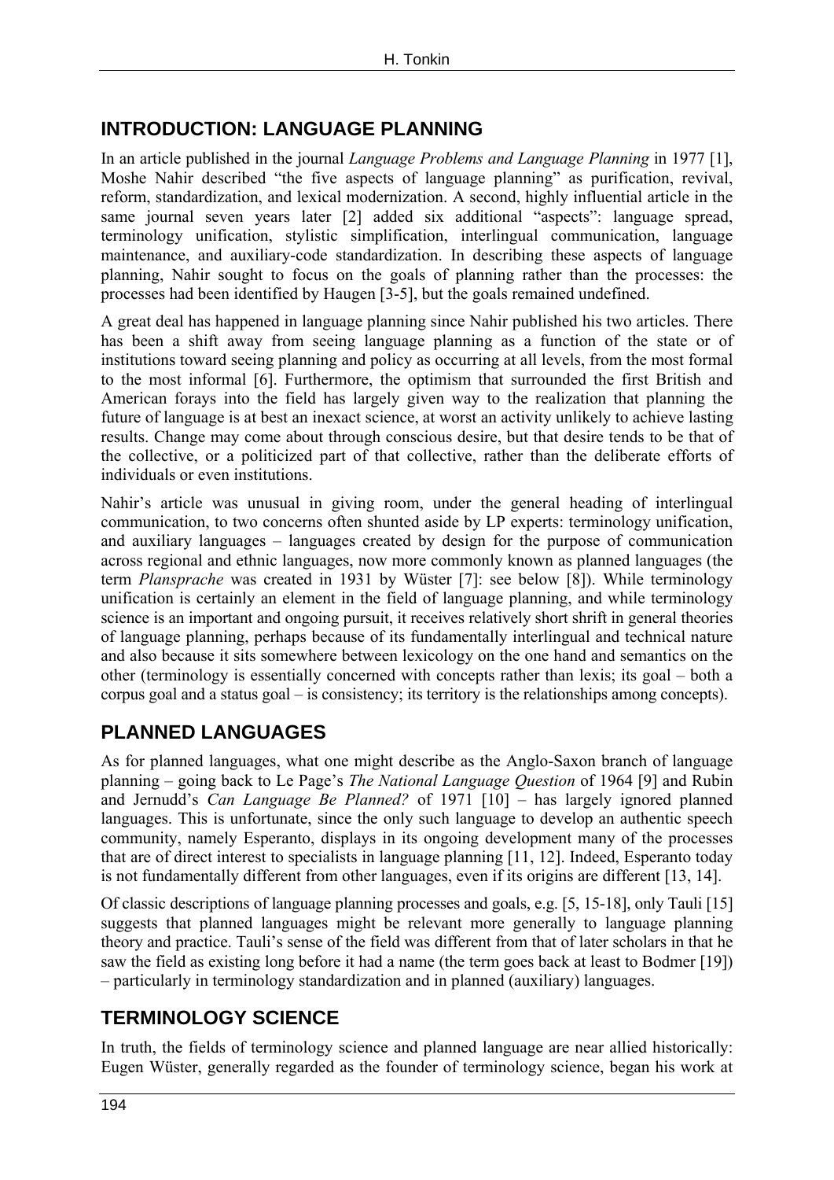## INTRODUCTION: LANGUAGE PLANNING

In an article published in the journal *Language Problems and Language Planning* in 1977 [1], Moshe Nahir described "the five aspects of language planning" as purification, revival, reform, standardization, and lexical modernization. A second, highly influential article in the same journal seven years later [2] added six additional "aspects": language spread, terminology unification, stylistic simplification, interlingual communication, language maintenance, and auxiliary-code standardization. In describing these aspects of language planning, Nahir sought to focus on the goals of planning rather than the processes: the processes had been identified by Haugen [3-5], but the goals remained undefined.

A great deal has happened in language planning since Nahir published his two articles. There has been a shift away from seeing language planning as a function of the state or of institutions toward seeing planning and policy as occurring at all levels, from the most formal to the most informal [6]. Furthermore, the optimism that surrounded the first British and American forays into the field has largely given way to the realization that planning the future of language is at best an inexact science, at worst an activity unlikely to achieve lasting results. Change may come about through conscious desire, but that desire tends to be that of the collective, or a politicized part of that collective, rather than the deliberate efforts of individuals or even institutions.

Nahir's article was unusual in giving room, under the general heading of interlingual communication, to two concerns often shunted aside by LP experts: terminology unification, and auxiliary languages – languages created by design for the purpose of communication across regional and ethnic languages, now more commonly known as planned languages (the term *Plansprache* was created in 1931 by Wüster [7]: see below [8]). While terminology unification is certainly an element in the field of language planning, and while terminology science is an important and ongoing pursuit, it receives relatively short shrift in general theories of language planning, perhaps because of its fundamentally interlingual and technical nature and also because it sits somewhere between lexicology on the one hand and semantics on the other (terminology is essentially concerned with concepts rather than lexis; its goal – both a corpus goal and a status goal – is consistency; its territory is the relationships among concepts).

## PLANNED LANGUAGES

As for planned languages, what one might describe as the Anglo-Saxon branch of language planning – going back to Le Page's *The National Language Question* of 1964 [9] and Rubin and Jernudd's *Can Language Be Planned?* of 1971 [10] – has largely ignored planned languages. This is unfortunate, since the only such language to develop an authentic speech community, namely Esperanto, displays in its ongoing development many of the processes that are of direct interest to specialists in language planning [11, 12]. Indeed, Esperanto today is not fundamentally different from other languages, even if its origins are different [13, 14].

Of classic descriptions of language planning processes and goals, e.g. [5, 15-18], only Tauli [15] suggests that planned languages might be relevant more generally to language planning theory and practice. Tauli's sense of the field was different from that of later scholars in that he saw the field as existing long before it had a name (the term goes back at least to Bodmer [19]) – particularly in terminology standardization and in planned (auxiliary) languages.

## TERMINOLOGY SCIENCE

In truth, the fields of terminology science and planned language are near allied historically: Eugen Wüster, generally regarded as the founder of terminology science, began his work at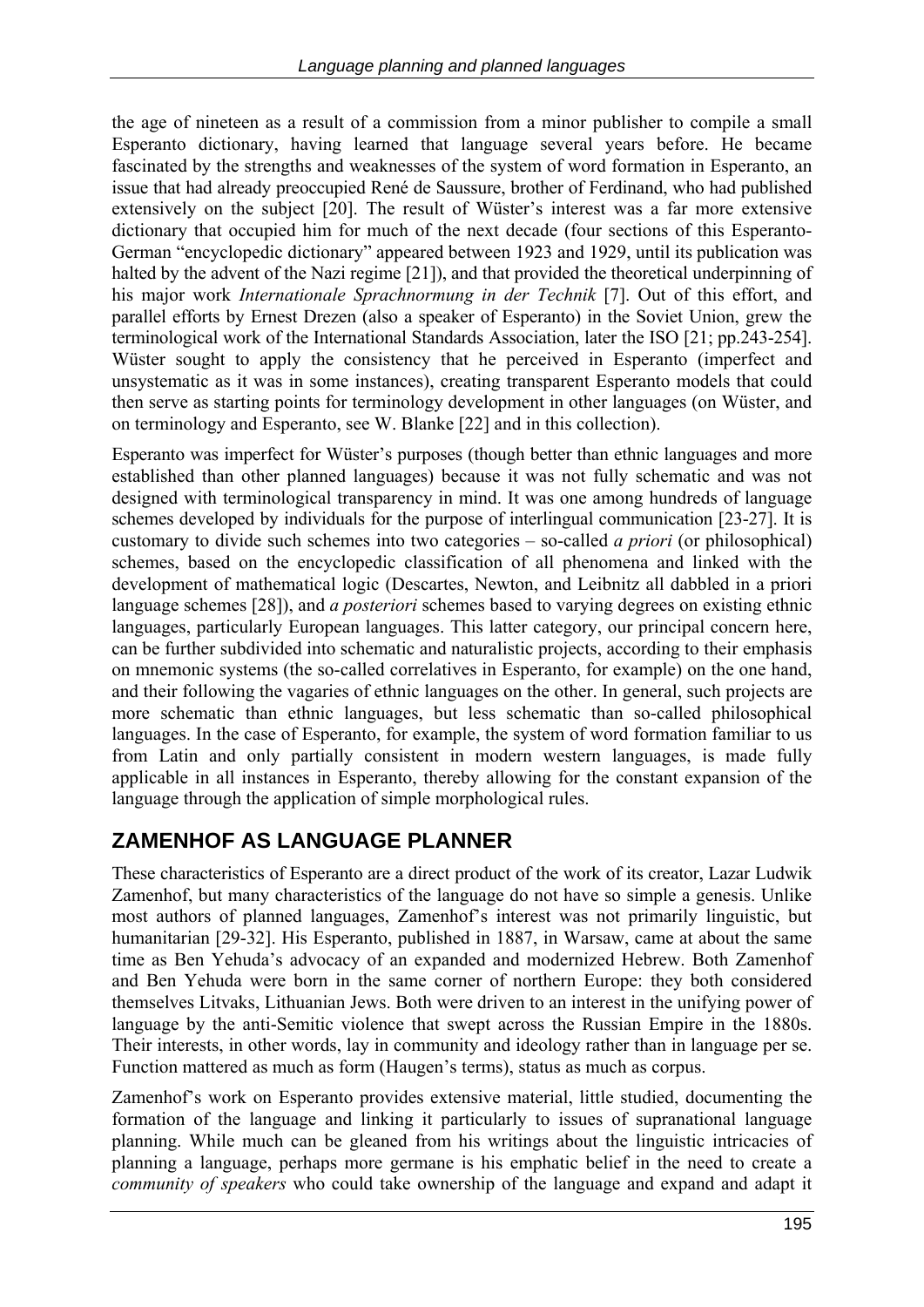the age of nineteen as a result of a commission from a minor publisher to compile a small Esperanto dictionary, having learned that language several years before. He became fascinated by the strengths and weaknesses of the system of word formation in Esperanto, an issue that had already preoccupied René de Saussure, brother of Ferdinand, who had published extensively on the subject [20]. The result of Wüster's interest was a far more extensive dictionary that occupied him for much of the next decade (four sections of this Esperanto-German "encyclopedic dictionary" appeared between 1923 and 1929, until its publication was halted by the advent of the Nazi regime [21]), and that provided the theoretical underpinning of his major work *Internationale Sprachnormung in der Technik* [7]. Out of this effort, and parallel efforts by Ernest Drezen (also a speaker of Esperanto) in the Soviet Union, grew the terminological work of the International Standards Association, later the ISO [21; pp.243-254]. Wüster sought to apply the consistency that he perceived in Esperanto (imperfect and unsystematic as it was in some instances), creating transparent Esperanto models that could then serve as starting points for terminology development in other languages (on Wüster, and on terminology and Esperanto, see W. Blanke [22] and in this collection).

Esperanto was imperfect for Wüster's purposes (though better than ethnic languages and more established than other planned languages) because it was not fully schematic and was not designed with terminological transparency in mind. It was one among hundreds of language schemes developed by individuals for the purpose of interlingual communication [23-27]. It is customary to divide such schemes into two categories – so-called *a priori* (or philosophical) schemes, based on the encyclopedic classification of all phenomena and linked with the development of mathematical logic (Descartes, Newton, and Leibnitz all dabbled in a priori language schemes [28]), and *a posteriori* schemes based to varying degrees on existing ethnic languages, particularly European languages. This latter category, our principal concern here, can be further subdivided into schematic and naturalistic projects, according to their emphasis on mnemonic systems (the so-called correlatives in Esperanto, for example) on the one hand, and their following the vagaries of ethnic languages on the other. In general, such projects are more schematic than ethnic languages, but less schematic than so-called philosophical languages. In the case of Esperanto, for example, the system of word formation familiar to us from Latin and only partially consistent in modern western languages, is made fully applicable in all instances in Esperanto, thereby allowing for the constant expansion of the language through the application of simple morphological rules.

## ZAMENHOF AS LANGUAGE PLANNER

These characteristics of Esperanto are a direct product of the work of its creator, Lazar Ludwik Zamenhof, but many characteristics of the language do not have so simple a genesis. Unlike most authors of planned languages, Zamenhof's interest was not primarily linguistic, but humanitarian [29-32]. His Esperanto, published in 1887, in Warsaw, came at about the same time as Ben Yehuda's advocacy of an expanded and modernized Hebrew. Both Zamenhof and Ben Yehuda were born in the same corner of northern Europe: they both considered themselves Litvaks, Lithuanian Jews. Both were driven to an interest in the unifying power of language by the anti-Semitic violence that swept across the Russian Empire in the 1880s. Their interests, in other words, lay in community and ideology rather than in language per se. Function mattered as much as form (Haugen's terms), status as much as corpus.

Zamenhof's work on Esperanto provides extensive material, little studied, documenting the formation of the language and linking it particularly to issues of supranational language planning. While much can be gleaned from his writings about the linguistic intricacies of planning a language, perhaps more germane is his emphatic belief in the need to create a *community of speakers* who could take ownership of the language and expand and adapt it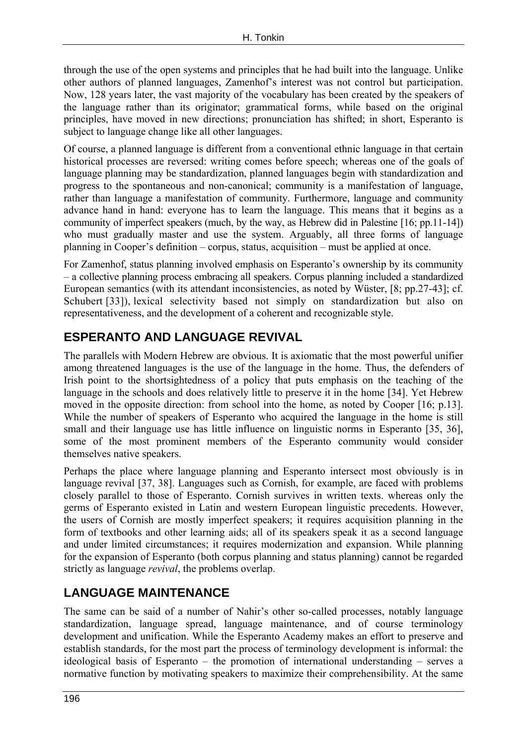through the use of the open systems and principles that he had built into the language. Unlike other authors of planned languages, Zamenhof's interest was not control but participation. Now, 128 years later, the vast majority of the vocabulary has been created by the speakers of the language rather than its originator; grammatical forms, while based on the original principles, have moved in new directions; pronunciation has shifted; in short, Esperanto is subject to language change like all other languages.

Of course, a planned language is different from a conventional ethnic language in that certain historical processes are reversed: writing comes before speech; whereas one of the goals of language planning may be standardization, planned languages begin with standardization and progress to the spontaneous and non-canonical; community is a manifestation of language, rather than language a manifestation of community. Furthermore, language and community advance hand in hand: everyone has to learn the language. This means that it begins as a community of imperfect speakers (much, by the way, as Hebrew did in Palestine [16; pp.11-14]) who must gradually master and use the system. Arguably, all three forms of language planning in Cooper's definition – corpus, status, acquisition – must be applied at once.

For Zamenhof, status planning involved emphasis on Esperanto's ownership by its community – a collective planning process embracing all speakers. Corpus planning included a standardized European semantics (with its attendant inconsistencies, as noted by Wüster, [8; pp.27-43]; cf. Schubert [33]), lexical selectivity based not simply on standardization but also on representativeness, and the development of a coherent and recognizable style.

## ESPERANTO AND LANGUAGE REVIVAL

The parallels with Modern Hebrew are obvious. It is axiomatic that the most powerful unifier among threatened languages is the use of the language in the home. Thus, the defenders of Irish point to the shortsightedness of a policy that puts emphasis on the teaching of the language in the schools and does relatively little to preserve it in the home [34]. Yet Hebrew moved in the opposite direction: from school into the home, as noted by Cooper [16; p.13]. While the number of speakers of Esperanto who acquired the language in the home is still small and their language use has little influence on linguistic norms in Esperanto [35, 36], some of the most prominent members of the Esperanto community would consider themselves native speakers.

Perhaps the place where language planning and Esperanto intersect most obviously is in language revival [37, 38]. Languages such as Cornish, for example, are faced with problems closely parallel to those of Esperanto. Cornish survives in written texts. whereas only the germs of Esperanto existed in Latin and western European linguistic precedents. However, the users of Cornish are mostly imperfect speakers; it requires acquisition planning in the form of textbooks and other learning aids; all of its speakers speak it as a second language and under limited circumstances; it requires modernization and expansion. While planning for the expansion of Esperanto (both corpus planning and status planning) cannot be regarded strictly as language *revival*, the problems overlap.

## LANGUAGE MAINTENANCE

The same can be said of a number of Nahir's other so-called processes, notably language standardization, language spread, language maintenance, and of course terminology development and unification. While the Esperanto Academy makes an effort to preserve and establish standards, for the most part the process of terminology development is informal: the ideological basis of Esperanto – the promotion of international understanding – serves a normative function by motivating speakers to maximize their comprehensibility. At the same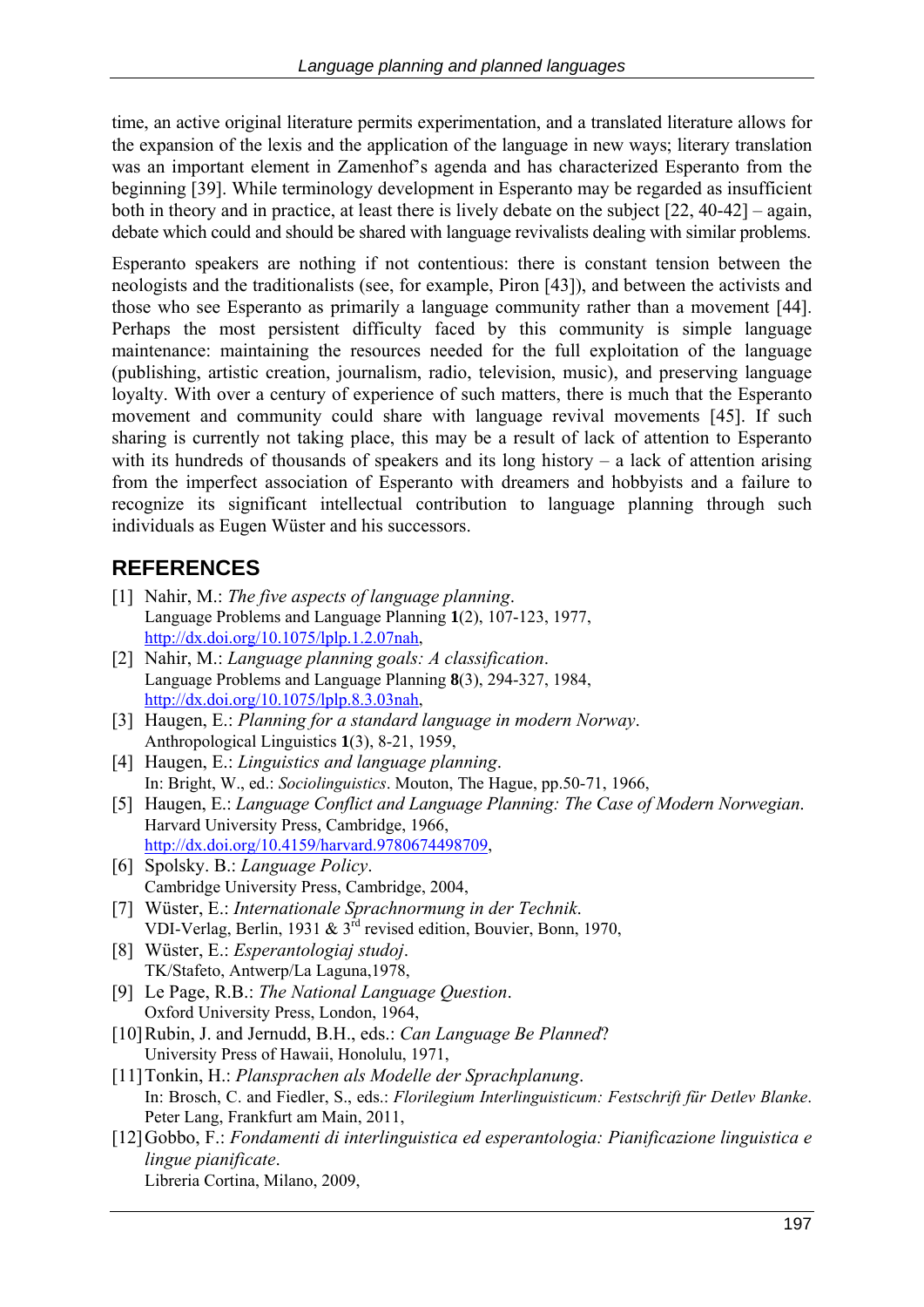time, an active original literature permits experimentation, and a translated literature allows for the expansion of the lexis and the application of the language in new ways; literary translation was an important element in Zamenhof's agenda and has characterized Esperanto from the beginning [39]. While terminology development in Esperanto may be regarded as insufficient both in theory and in practice, at least there is lively debate on the subject [22, 40-42] – again, debate which could and should be shared with language revivalists dealing with similar problems.

Esperanto speakers are nothing if not contentious: there is constant tension between the neologists and the traditionalists (see, for example, Piron [43]), and between the activists and those who see Esperanto as primarily a language community rather than a movement [44]. Perhaps the most persistent difficulty faced by this community is simple language maintenance: maintaining the resources needed for the full exploitation of the language (publishing, artistic creation, journalism, radio, television, music), and preserving language loyalty. With over a century of experience of such matters, there is much that the Esperanto movement and community could share with language revival movements [45]. If such sharing is currently not taking place, this may be a result of lack of attention to Esperanto with its hundreds of thousands of speakers and its long history – a lack of attention arising from the imperfect association of Esperanto with dreamers and hobbyists and a failure to recognize its significant intellectual contribution to language planning through such individuals as Eugen Wüster and his successors.

## REFERENCES

[1] Nahir, M.: *The five aspects of language planning*. Language Problems and Language Planning **1**(2), 107-123, 1977, http://dx.doi.org/10.1075/lplp.1.2.07nah,

[2] Nahir, M.: *Language planning goals: A classification*. Language Problems and Language Planning **8**(3), 294-327, 1984, http://dx.doi.org/10.1075/lplp.8.3.03nah,

[3] Haugen, E.: *Planning for a standard language in modern Norway*. Anthropological Linguistics **1**(3), 8-21, 1959,

[4] Haugen, E.: *Linguistics and language planning*. In: Bright, W., ed.: *Sociolinguistics*. Mouton, The Hague, pp.50-71, 1966,

[5] Haugen, E.: *Language Conflict and Language Planning: The Case of Modern Norwegian*. Harvard University Press, Cambridge, 1966, http://dx.doi.org/10.4159/harvard.9780674498709,

[6] Spolsky. B.: *Language Policy*. Cambridge University Press, Cambridge, 2004,

[7] Wüster, E.: *Internationale Sprachnormung in der Technik*. VDI-Verlag, Berlin, 1931 & 3rd revised edition, Bouvier, Bonn, 1970,

[8] Wüster, E.: *Esperantologiaj studoj*. TK/Stafeto, Antwerp/La Laguna,1978,

[9] Le Page, R.B.: *The National Language Question*. Oxford University Press, London, 1964,

[10] Rubin, J. and Jernudd, B.H., eds.: *Can Language Be Planned*? University Press of Hawaii, Honolulu, 1971,

[11] Tonkin, H.: *Plansprachen als Modelle der Sprachplanung*. In: Brosch, C. and Fiedler, S., eds.: *Florilegium Interlinguisticum: Festschrift für Detlev Blanke*. Peter Lang, Frankfurt am Main, 2011,

[12] Gobbo, F.: *Fondamenti di interlinguistica ed esperantologia: Pianificazione linguistica e lingue pianificate*. Libreria Cortina, Milano, 2009,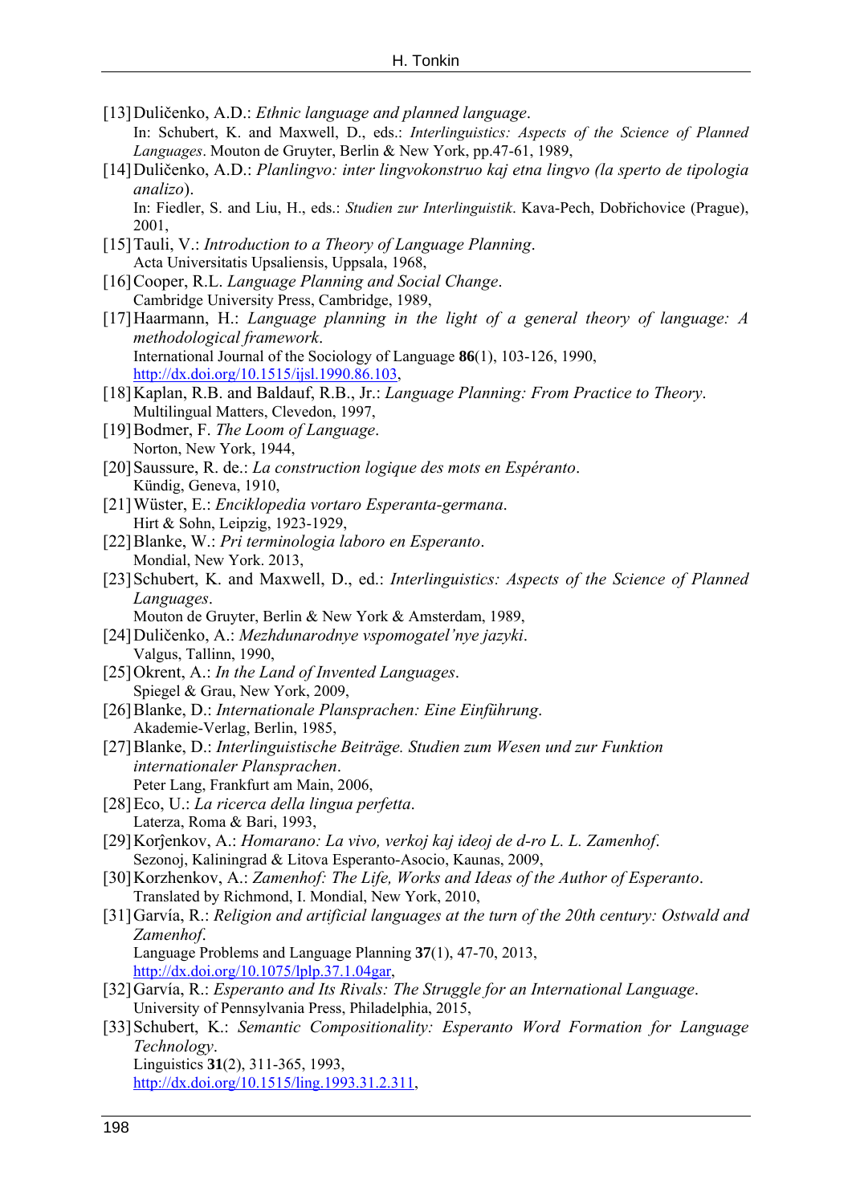[13] Duličenko, A.D.: *Ethnic language and planned language*.
In: Schubert, K. and Maxwell, D., eds.: *Interlinguistics: Aspects of the Science of Planned Languages*. Mouton de Gruyter, Berlin & New York, pp.47-61, 1989,

[14] Duličenko, A.D.: *Planlingvo: inter lingvokonstruo kaj etna lingvo (la sperto de tipologia analizo)*.
In: Fiedler, S. and Liu, H., eds.: *Studien zur Interlinguistik*. Kava-Pech, Dobřichovice (Prague), 2001,

[15] Tauli, V.: *Introduction to a Theory of Language Planning*.
Acta Universitatis Upsaliensis, Uppsala, 1968,

[16] Cooper, R.L. *Language Planning and Social Change*.
Cambridge University Press, Cambridge, 1989,

[17] Haarmann, H.: *Language planning in the light of a general theory of language: A methodological framework*.
International Journal of the Sociology of Language **86**(1), 103-126, 1990,
http://dx.doi.org/10.1515/ijsl.1990.86.103,

[18] Kaplan, R.B. and Baldauf, R.B., Jr.: *Language Planning: From Practice to Theory*.
Multilingual Matters, Clevedon, 1997,

[19] Bodmer, F. *The Loom of Language*.
Norton, New York, 1944,

[20] Saussure, R. de.: *La construction logique des mots en Espéranto*.
Kündig, Geneva, 1910,

[21] Wüster, E.: *Enciklopedia vortaro Esperanta-germana*.
Hirt & Sohn, Leipzig, 1923-1929,

[22] Blanke, W.: *Pri terminologia laboro en Esperanto*.
Mondial, New York. 2013,

[23] Schubert, K. and Maxwell, D., ed.: *Interlinguistics: Aspects of the Science of Planned Languages*.
Mouton de Gruyter, Berlin & New York & Amsterdam, 1989,

[24] Duličenko, A.: *Mezhdunarodnye vspomogatel'nye jazyki*.
Valgus, Tallinn, 1990,

[25] Okrent, A.: *In the Land of Invented Languages*.
Spiegel & Grau, New York, 2009,

[26] Blanke, D.: *Internationale Plansprachen: Eine Einführung*.
Akademie-Verlag, Berlin, 1985,

[27] Blanke, D.: *Interlinguistische Beiträge. Studien zum Wesen und zur Funktion internationaler Plansprachen*.
Peter Lang, Frankfurt am Main, 2006,

[28] Eco, U.: *La ricerca della lingua perfetta*.
Laterza, Roma & Bari, 1993,

[29] Korĵenkov, A.: *Homarano: La vivo, verkoj kaj ideoj de d-ro L. L. Zamenhof*.
Sezonoj, Kaliningrad & Litova Esperanto-Asocio, Kaunas, 2009,

[30] Korzhenkov, A.: *Zamenhof: The Life, Works and Ideas of the Author of Esperanto*.
Translated by Richmond, I. Mondial, New York, 2010,

[31] Garvía, R.: *Religion and artificial languages at the turn of the 20th century: Ostwald and Zamenhof*.
Language Problems and Language Planning **37**(1), 47-70, 2013,
http://dx.doi.org/10.1075/lplp.37.1.04gar,

[32] Garvía, R.: *Esperanto and Its Rivals: The Struggle for an International Language*.
University of Pennsylvania Press, Philadelphia, 2015,

[33] Schubert, K.: *Semantic Compositionality: Esperanto Word Formation for Language Technology*.
Linguistics **31**(2), 311-365, 1993,
http://dx.doi.org/10.1515/ling.1993.31.2.311,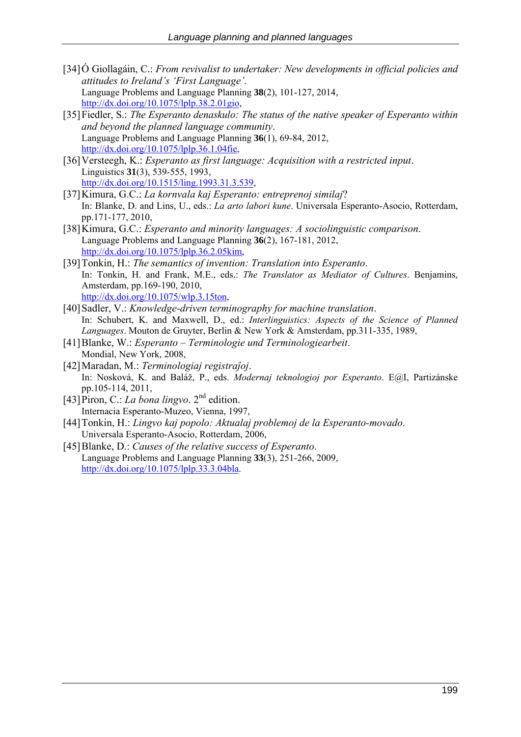[34] Ó Giollagáin, C.: *From revivalist to undertaker: New developments in official policies and attitudes to Ireland's 'First Language'*.
Language Problems and Language Planning **38**(2), 101-127, 2014,
http://dx.doi.org/10.1075/lplp.38.2.01gio,

[35] Fiedler, S.: *The Esperanto denaskulo: The status of the native speaker of Esperanto within and beyond the planned language community*.
Language Problems and Language Planning **36**(1), 69-84, 2012,
http://dx.doi.org/10.1075/lplp.36.1.04fie,

[36] Versteegh, K.: *Esperanto as first language: Acquisition with a restricted input*.
Linguistics **31**(3), 539-555, 1993,
http://dx.doi.org/10.1515/ling.1993.31.3.539,

[37] Kimura, G.C.: *La kornvala kaj Esperanto: entreprenoj similaj*?
In: Blanke, D. and Lins, U., eds.: *La arto labori kune*. Universala Esperanto-Asocio, Rotterdam, pp.171-177, 2010,

[38] Kimura, G.C.: *Esperanto and minority languages: A sociolinguistic comparison*.
Language Problems and Language Planning **36**(2), 167-181, 2012,
http://dx.doi.org/10.1075/lplp.36.2.05kim,

[39] Tonkin, H.: *The semantics of invention: Translation into Esperanto*.
In: Tonkin, H. and Frank, M.E., eds.: *The Translator as Mediator of Cultures*. Benjamins, Amsterdam, pp.169-190, 2010,
http://dx.doi.org/10.1075/wlp.3.15ton,

[40] Sadler, V.: *Knowledge-driven terminography for machine translation*.
In: Schubert, K. and Maxwell, D., ed.: *Interlinguistics: Aspects of the Science of Planned Languages*. Mouton de Gruyter, Berlin & New York & Amsterdam, pp.311-335, 1989,

[41] Blanke, W.: *Esperanto – Terminologie und Terminologiearbeit*.
Mondial, New York, 2008,

[42] Maradan, M.: *Terminologiaj registraĵoj*.
In: Nosková, K. and Baláž, P., eds. *Modernaj teknologioj por Esperanto*. E@I, Partizánske pp.105-114, 2011,

[43] Piron, C.: *La bona lingvo*. 2nd edition.
Internacia Esperanto-Muzeo, Vienna, 1997,

[44] Tonkin, H.: *Lingvo kaj popolo: Aktualaj problemoj de la Esperanto-movado*.
Universala Esperanto-Asocio, Rotterdam, 2006,

[45] Blanke, D.: *Causes of the relative success of Esperanto*.
Language Problems and Language Planning **33**(3), 251-266, 2009,
http://dx.doi.org/10.1075/lplp.33.3.04bla.